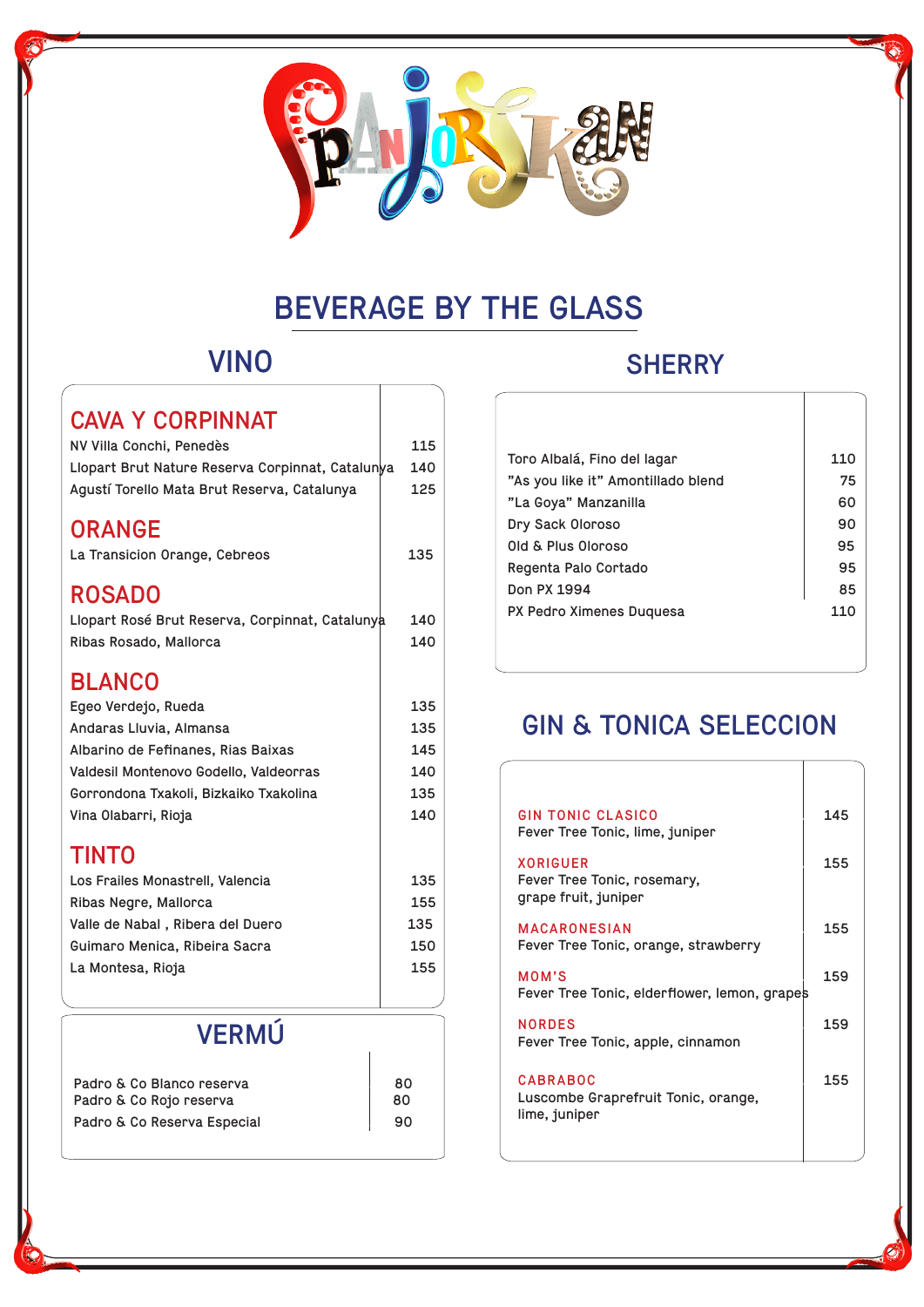# PANJORSKAN

## BEVERAGE BY THE GLASS

### VINO

#### CAVA Y CORPINNAT

| | |
|---|---|
| NV Villa Conchi, Penedès | 115 |
| Llopart Brut Nature Reserva Corpinnat, Catalunya | 140 |
| Agustí Torello Mata Brut Reserva, Catalunya | 125 |

#### ORANGE

| | |
|---|---|
| La Transicion Orange, Cebreos | 135 |

#### ROSADO

| | |
|---|---|
| Llopart Rosé Brut Reserva, Corpinnat, Catalunya | 140 |
| Ribas Rosado, Mallorca | 140 |

#### BLANCO

| | |
|---|---|
| Egeo Verdejo, Rueda | 135 |
| Andaras Lluvia, Almansa | 135 |
| Albarino de Fefinanes, Rias Baixas | 145 |
| Valdesil Montenovo Godello, Valdeorras | 140 |
| Gorrondona Txakoli, Bizkaiko Txakolina | 135 |
| Vina Olabarri, Rioja | 140 |

#### TINTO

| | |
|---|---|
| Los Frailes Monastrell, Valencia | 135 |
| Ribas Negre, Mallorca | 155 |
| Valle de Nabal , Ribera del Duero | 135 |
| Guimaro Menica, Ribeira Sacra | 150 |
| La Montesa, Rioja | 155 |

### VERMÚ

| | |
|---|---|
| Padro & Co Blanco reserva | 80 |
| Padro & Co Rojo reserva | 80 |
| Padro & Co Reserva Especial | 90 |

### SHERRY

| | |
|---|---|
| Toro Albalá, Fino del lagar | 110 |
| "As you like it" Amontillado blend | 75 |
| "La Goya" Manzanilla | 60 |
| Dry Sack Oloroso | 90 |
| Old & Plus Oloroso | 95 |
| Regenta Palo Cortado | 95 |
| Don PX 1994 | 85 |
| PX Pedro Ximenes Duquesa | 110 |

### GIN & TONICA SELECCION

| | |
|---|---|
| **GIN TONIC CLASICO**<br>Fever Tree Tonic, lime, juniper | 145 |
| **XORIGUER**<br>Fever Tree Tonic, rosemary, grape fruit, juniper | 155 |
| **MACARONESIAN**<br>Fever Tree Tonic, orange, strawberry | 155 |
| **MOM'S**<br>Fever Tree Tonic, elderflower, lemon, grapes | 159 |
| **NORDES**<br>Fever Tree Tonic, apple, cinnamon | 159 |
| **CABRABOC**<br>Luscombe Grapefruit Tonic, orange, lime, juniper | 155 |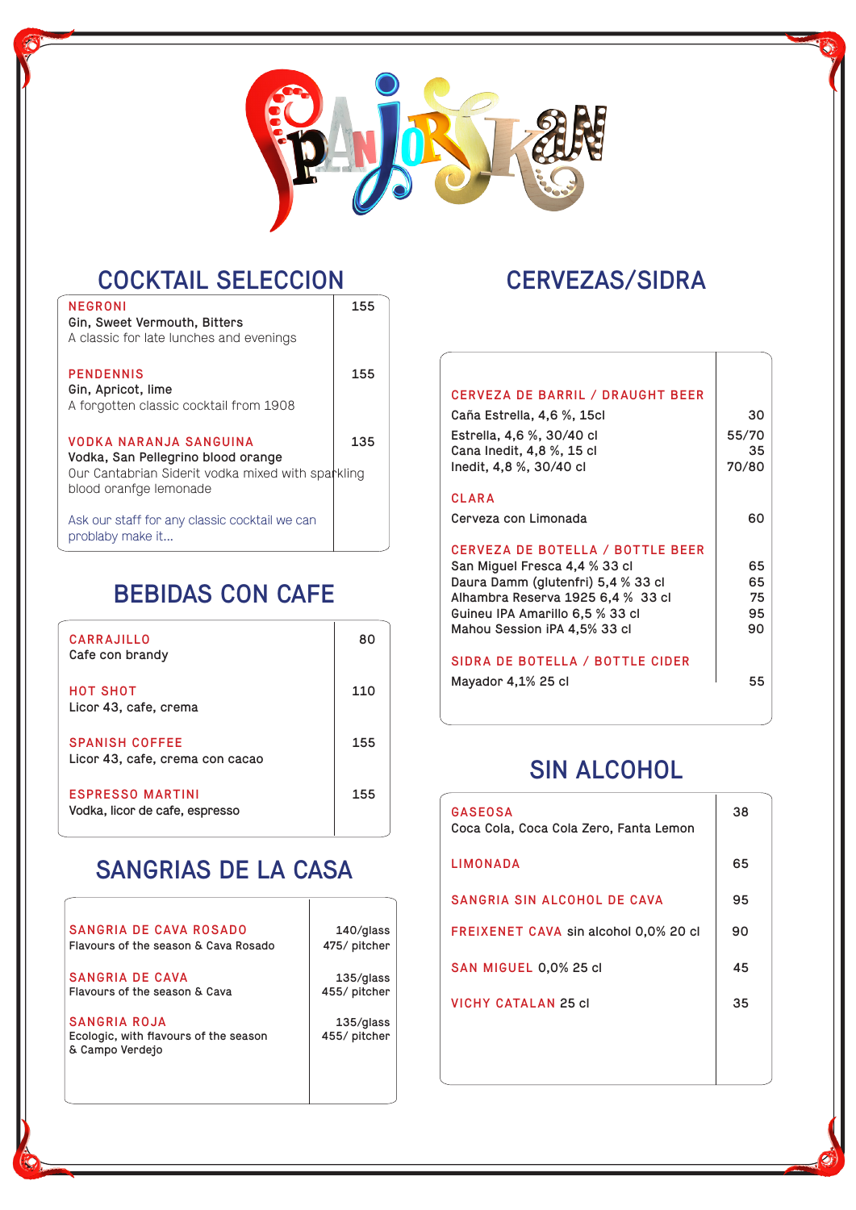# Panjorskan

## COCKTAIL SELECCION

| | |
|---|---|
| **NEGRONI**<br>Gin, Sweet Vermouth, Bitters<br>A classic for late lunches and evenings | 155 |
| **PENDENNIS**<br>Gin, Apricot, lime<br>A forgotten classic cocktail from 1908 | 155 |
| **VODKA NARANJA SANGUINA**<br>Vodka, San Pellegrino blood orange<br>Our Cantabrian Siderit vodka mixed with sparkling blood oranfge lemonade | 135 |
| Ask our staff for any classic cocktail we can problaby make it... | |

## BEBIDAS CON CAFE

| | |
|---|---|
| **CARRAJILLO**<br>Cafe con brandy | 80 |
| **HOT SHOT**<br>Licor 43, cafe, crema | 110 |
| **SPANISH COFFEE**<br>Licor 43, cafe, crema con cacao | 155 |
| **ESPRESSO MARTINI**<br>Vodka, licor de cafe, espresso | 155 |

## SANGRIAS DE LA CASA

| | |
|---|---|
| **SANGRIA DE CAVA ROSADO**<br>Flavours of the season & Cava Rosado | 140/glass<br>475/ pitcher |
| **SANGRIA DE CAVA**<br>Flavours of the season & Cava | 135/glass<br>455/ pitcher |
| **SANGRIA ROJA**<br>Ecologic, with flavours of the season & Campo Verdejo | 135/glass<br>455/ pitcher |

## CERVEZAS/SIDRA

| | |
|---|---|
| **CERVEZA DE BARRIL / DRAUGHT BEER** | |
| Caña Estrella, 4,6 %, 15cl | 30 |
| Estrella, 4,6 %, 30/40 cl | 55/70 |
| Cana Inedit, 4,8 %, 15 cl | 35 |
| Inedit, 4,8 %, 30/40 cl | 70/80 |
| **CLARA** | |
| Cerveza con Limonada | 60 |
| **CERVEZA DE BOTELLA / BOTTLE BEER** | |
| San Miguel Fresca 4,4 % 33 cl | 65 |
| Daura Damm (glutenfri) 5,4 % 33 cl | 65 |
| Alhambra Reserva 1925 6,4 % 33 cl | 75 |
| Guineu IPA Amarillo 6,5 % 33 cl | 95 |
| Mahou Session iPA 4,5% 33 cl | 90 |
| **SIDRA DE BOTELLA / BOTTLE CIDER** | |
| Mayador 4,1% 25 cl | 55 |

## SIN ALCOHOL

| | |
|---|---|
| **GASEOSA**<br>Coca Cola, Coca Cola Zero, Fanta Lemon | 38 |
| **LIMONADA** | 65 |
| **SANGRIA SIN ALCOHOL DE CAVA** | 95 |
| **FREIXENET CAVA** sin alcohol 0,0% 20 cl | 90 |
| **SAN MIGUEL** 0,0% 25 cl | 45 |
| **VICHY CATALAN** 25 cl | 35 |